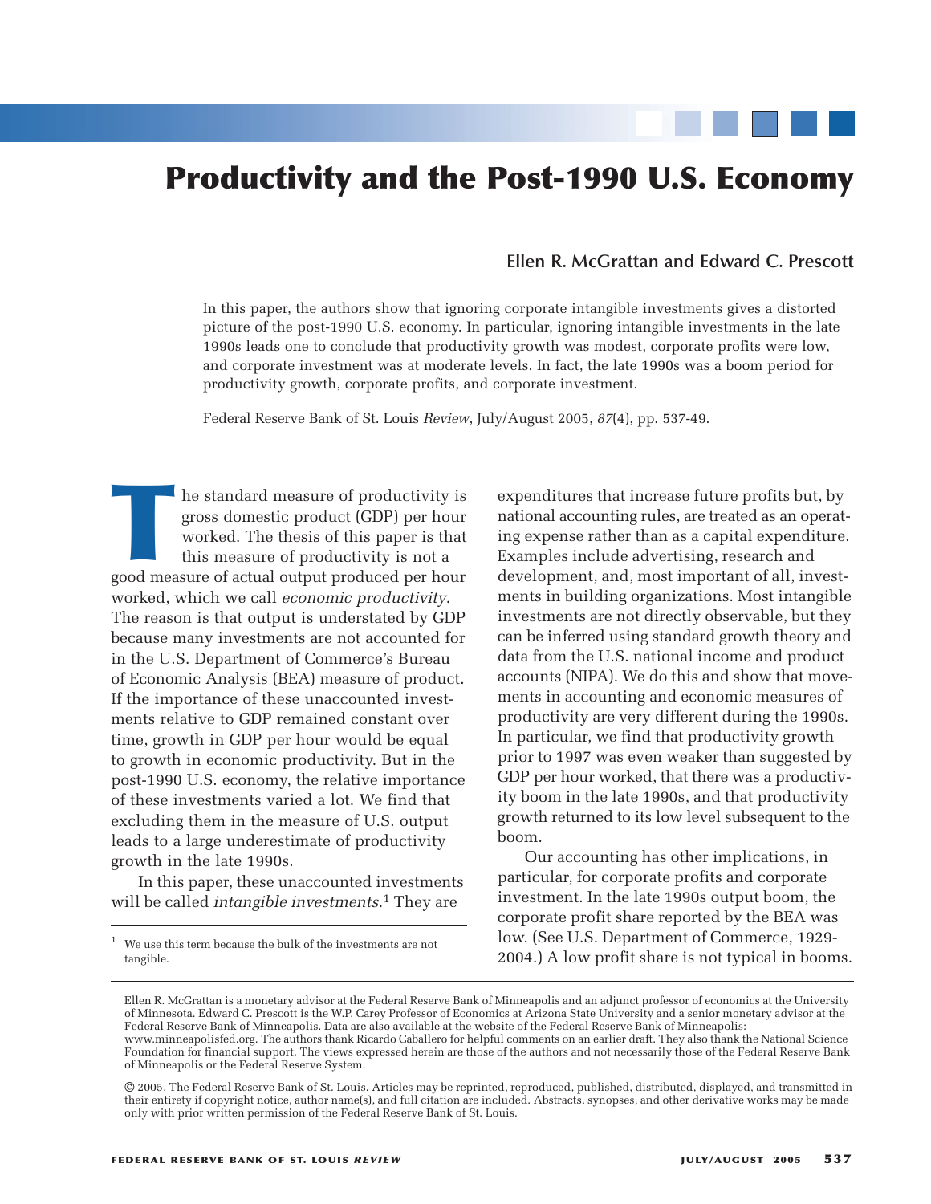# Productivity and the Post-1990 U.S. Economy

**Ellen R. McGrattan and Edward C. Prescott**

In this paper, the authors show that ignoring corporate intangible investments gives a distorted picture of the post-1990 U.S. economy. In particular, ignoring intangible investments in the late 1990s leads one to conclude that productivity growth was modest, corporate profits were low, and corporate investment was at moderate levels. In fact, the late 1990s was a boom period for productivity growth, corporate profits, and corporate investment.

Federal Reserve Bank of St. Louis *Review*, July/August 2005, *87*(4), pp. 537-49.

The standard measure of productivity is gross domestic product (GDP) per hour worked. The thesis of this paper is that this measure of productivity is not a good measure of actual output produced per hour worked, which we call *economic productivity*. The reason is that output is understated by GDP because many investments are not accounted for in the U.S. Department of Commerce's Bureau of Economic Analysis (BEA) measure of product. If the importance of these unaccounted investments relative to GDP remained constant over time, growth in GDP per hour would be equal to growth in economic productivity. But in the post-1990 U.S. economy, the relative importance of these investments varied a lot. We find that excluding them in the measure of U.S. output leads to a large underestimate of productivity growth in the late 1990s.

In this paper, these unaccounted investments will be called *intangible investments*.[1] They are expenditures that increase future profits but, by national accounting rules, are treated as an operating expense rather than as a capital expenditure. Examples include advertising, research and development, and, most important of all, investments in building organizations. Most intangible investments are not directly observable, but they can be inferred using standard growth theory and data from the U.S. national income and product accounts (NIPA). We do this and show that movements in accounting and economic measures of productivity are very different during the 1990s. In particular, we find that productivity growth prior to 1997 was even weaker than suggested by GDP per hour worked, that there was a productivity boom in the late 1990s, and that productivity growth returned to its low level subsequent to the boom.

Our accounting has other implications, in particular, for corporate profits and corporate investment. In the late 1990s output boom, the corporate profit share reported by the BEA was low. (See U.S. Department of Commerce, 1929-2004.) A low profit share is not typical in booms.

[1] We use this term because the bulk of the investments are not tangible.

Ellen R. McGrattan is a monetary advisor at the Federal Reserve Bank of Minneapolis and an adjunct professor of economics at the University of Minnesota. Edward C. Prescott is the W.P. Carey Professor of Economics at Arizona State University and a senior monetary advisor at the Federal Reserve Bank of Minneapolis. Data are also available at the website of the Federal Reserve Bank of Minneapolis: www.minneapolisfed.org. The authors thank Ricardo Caballero for helpful comments on an earlier draft. They also thank the National Science Foundation for financial support. The views expressed herein are those of the authors and not necessarily those of the Federal Reserve Bank of Minneapolis or the Federal Reserve System.

© 2005, The Federal Reserve Bank of St. Louis. Articles may be reprinted, reproduced, published, distributed, displayed, and transmitted in their entirety if copyright notice, author name(s), and full citation are included. Abstracts, synopses, and other derivative works may be made only with prior written permission of the Federal Reserve Bank of St. Louis.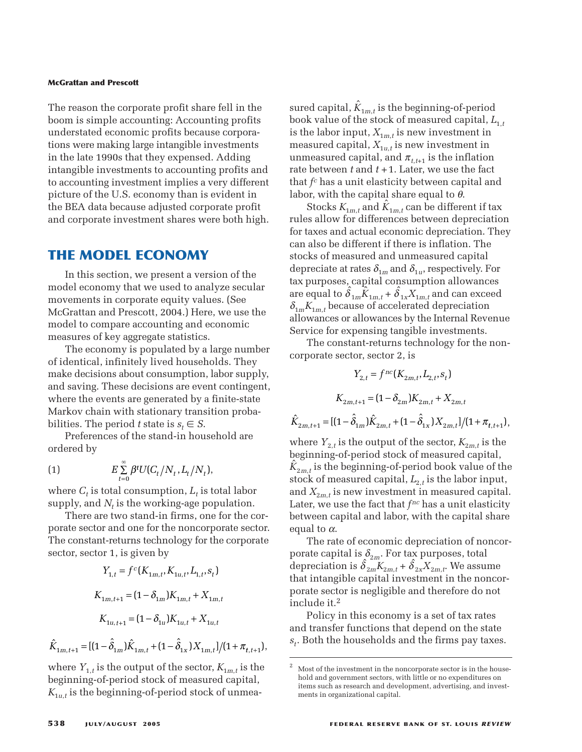The reason the corporate profit share fell in the boom is simple accounting: Accounting profits understated economic profits because corporations were making large intangible investments in the late 1990s that they expensed. Adding intangible investments to accounting profits and to accounting investment implies a very different picture of the U.S. economy than is evident in the BEA data because adjusted corporate profit and corporate investment shares were both high.

## THE MODEL ECONOMY

In this section, we present a version of the model economy that we used to analyze secular movements in corporate equity values. (See McGrattan and Prescott, 2004.) Here, we use the model to compare accounting and economic measures of key aggregate statistics.

The economy is populated by a large number of identical, infinitely lived households. They make decisions about consumption, labor supply, and saving. These decisions are event contingent, where the events are generated by a finite-state Markov chain with stationary transition probabilities. The period $t$ state is $s_t \in S$.

Preferences of the stand-in household are ordered by

$$E\sum_{t=0}^{\infty} \beta^t U(C_t/N_t, L_t/N_t), \tag{1}$$

where $C_t$ is total consumption, $L_t$ is total labor supply, and $N_t$ is the working-age population.

There are two stand-in firms, one for the corporate sector and one for the noncorporate sector. The constant-returns technology for the corporate sector, sector 1, is given by

$$Y_{1,t} = f^c(K_{1m,t}, K_{1u,t}, L_{1,t}, s_t)$$

$$K_{1m,t+1} = (1-\delta_{1m})K_{1m,t} + X_{1m,t}$$

$$K_{1u,t+1} = (1-\delta_{1u})K_{1u,t} + X_{1u,t}$$

$$\hat{K}_{1m,t+1} = [(1-\hat{\delta}_{1m})\hat{K}_{1m,t} + (1-\hat{\delta}_{1x})X_{1m,t}]/(1+\pi_{t,t+1}),$$

where $Y_{1,t}$ is the output of the sector, $K_{1m,t}$ is the beginning-of-period stock of measured capital, $K_{1u,t}$ is the beginning-of-period stock of unmeasured capital, $\hat{K}_{1m,t}$ is the beginning-of-period book value of the stock of measured capital, $L_{1,t}$ is the labor input, $X_{1m,t}$ is new investment in measured capital, $X_{1u,t}$ is new investment in unmeasured capital, and $\pi_{t,t+1}$ is the inflation rate between $t$ and $t+1$. Later, we use the fact that $f^c$ has a unit elasticity between capital and labor, with the capital share equal to $\theta$.

Stocks $K_{1m,t}$ and $\hat{K}_{1m,t}$ can be different if tax rules allow for differences between depreciation for taxes and actual economic depreciation. They can also be different if there is inflation. The stocks of measured and unmeasured capital depreciate at rates $\delta_{1m}$ and $\delta_{1u}$, respectively. For tax purposes, capital consumption allowances are equal to $\hat{\delta}_{1m}\hat{K}_{1m,t} + \hat{\delta}_{1x}X_{1m,t}$ and can exceed $\delta_{1m}K_{1m,t}$ because of accelerated depreciation allowances or allowances by the Internal Revenue Service for expensing tangible investments.

The constant-returns technology for the noncorporate sector, sector 2, is

$$Y_{2,t} = f^{nc}(K_{2m,t}, L_{2,t}, s_t)$$

$$K_{2m,t+1} = (1-\delta_{2m})K_{2m,t} + X_{2m,t}$$

$$\hat{K}_{2m,t+1} = [(1-\hat{\delta}_{1m})\hat{K}_{2m,t} + (1-\hat{\delta}_{1x})X_{2m,t}]/(1+\pi_{t,t+1}),$$

where $Y_{2,t}$ is the output of the sector, $K_{2m,t}$ is the beginning-of-period stock of measured capital, $\hat{K}_{2m,t}$ is the beginning-of-period book value of the stock of measured capital, $L_{2,t}$ is the labor input, and $X_{2m,t}$ is new investment in measured capital. Later, we use the fact that $f^{nc}$ has a unit elasticity between capital and labor, with the capital share equal to $\alpha$.

The rate of economic depreciation of noncorporate capital is $\delta_{2m}$. For tax purposes, total depreciation is $\hat{\delta}_{2m}K_{2m,t} + \hat{\delta}_{2x}X_{2m,t}$. We assume that intangible capital investment in the noncorporate sector is negligible and therefore do not include it.[2]

Policy in this economy is a set of tax rates and transfer functions that depend on the state $s_t$. Both the households and the firms pay taxes.

[2] Most of the investment in the noncorporate sector is in the household and government sectors, with little or no expenditures on items such as research and development, advertising, and investments in organizational capital.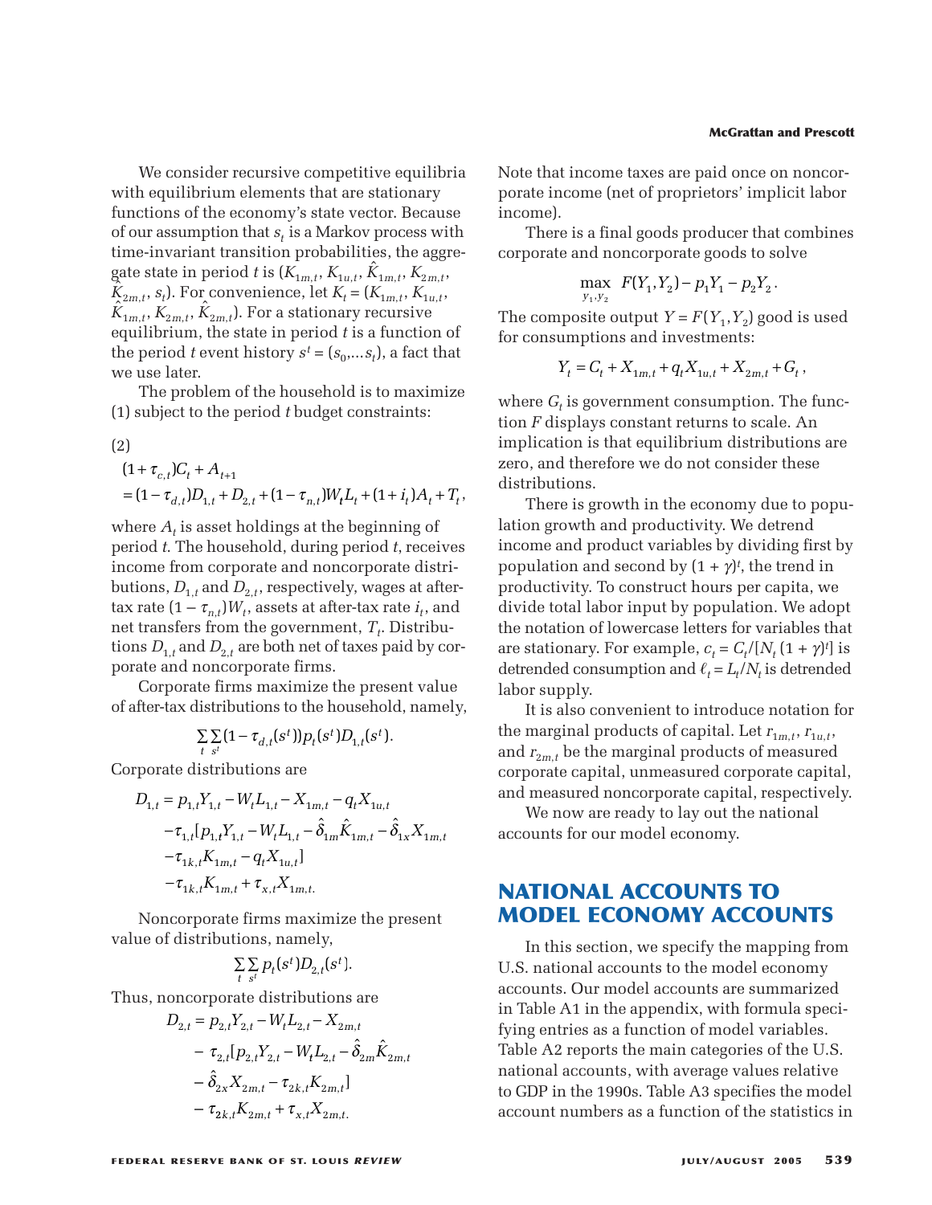We consider recursive competitive equilibria with equilibrium elements that are stationary functions of the economy's state vector. Because of our assumption that $s_t$ is a Markov process with time-invariant transition probabilities, the aggregate state in period $t$ is $(K_{1m,t}, K_{1u,t}, \hat{K}_{1m,t}, K_{2m,t}, \hat{K}_{2m,t}, s_t)$. For convenience, let $K_t = (K_{1m,t}, K_{1u,t}, \hat{K}_{1m,t}, K_{2m,t}, \hat{K}_{2m,t})$. For a stationary recursive equilibrium, the state in period $t$ is a function of the period $t$ event history $s^t = (s_0,\ldots s_t)$, a fact that we use later.

The problem of the household is to maximize (1) subject to the period $t$ budget constraints:

(2)

$$(1+\tau_{c,t})C_t + A_{t+1}$$
$$= (1-\tau_{d,t})D_{1,t} + D_{2,t} + (1-\tau_{n,t})W_t L_t + (1+i_t)A_t + T_t,$$

where $A_t$ is asset holdings at the beginning of period $t$. The household, during period $t$, receives income from corporate and noncorporate distributions, $D_{1,t}$ and $D_{2,t}$, respectively, wages at after-tax rate $(1-\tau_{n,t})W_t$, assets at after-tax rate $i_t$, and net transfers from the government, $T_t$. Distributions $D_{1,t}$ and $D_{2,t}$ are both net of taxes paid by corporate and noncorporate firms.

Corporate firms maximize the present value of after-tax distributions to the household, namely,

$$\sum_t \sum_{s^t} (1-\tau_{d,t}(s^t))p_t(s^t)D_{1,t}(s^t).$$

Corporate distributions are

$$\begin{aligned} D_{1,t} &= p_{1,t}Y_{1,t} - W_t L_{1,t} - X_{1m,t} - q_t X_{1u,t} \\ &\quad - \tau_{1,t}[p_{1,t}Y_{1,t} - W_t L_{1,t} - \hat{\delta}_{1m}\hat{K}_{1m,t} - \hat{\delta}_{1x}X_{1m,t} \\ &\quad - \tau_{1k,t}K_{1m,t} - q_t X_{1u,t}] \\ &\quad - \tau_{1k,t}K_{1m,t} + \tau_{x,t}X_{1m,t}. \end{aligned}$$

Noncorporate firms maximize the present value of distributions, namely,

$$\sum_t \sum_{s^t} p_t(s^t)D_{2,t}(s^t).$$

Thus, noncorporate distributions are

$$\begin{aligned} D_{2,t} &= p_{2,t}Y_{2,t} - W_t L_{2,t} - X_{2m,t} \\ &\quad - \tau_{2,t}[p_{2,t}Y_{2,t} - W_t L_{2,t} - \hat{\delta}_{2m}\hat{K}_{2m,t} \\ &\quad - \hat{\delta}_{2x}X_{2m,t} - \tau_{2k,t}K_{2m,t}] \\ &\quad - \tau_{2k,t}K_{2m,t} + \tau_{x,t}X_{2m,t}. \end{aligned}$$

Note that income taxes are paid once on noncorporate income (net of proprietors' implicit labor income).

There is a final goods producer that combines corporate and noncorporate goods to solve

$$\max_{y_1, y_2} \; F(Y_1, Y_2) - p_1 Y_1 - p_2 Y_2.$$

The composite output $Y = F(Y_1, Y_2)$ good is used for consumptions and investments:

$$Y_t = C_t + X_{1m,t} + q_t X_{1u,t} + X_{2m,t} + G_t,$$

where $G_t$ is government consumption. The function $F$ displays constant returns to scale. An implication is that equilibrium distributions are zero, and therefore we do not consider these distributions.

There is growth in the economy due to population growth and productivity. We detrend income and product variables by dividing first by population and second by $(1+\gamma)^t$, the trend in productivity. To construct hours per capita, we divide total labor input by population. We adopt the notation of lowercase letters for variables that are stationary. For example, $c_t = C_t/[N_t(1+\gamma)^t]$ is detrended consumption and $\ell_t = L_t/N_t$ is detrended labor supply.

It is also convenient to introduce notation for the marginal products of capital. Let $r_{1m,t}$, $r_{1u,t}$, and $r_{2m,t}$ be the marginal products of measured corporate capital, unmeasured corporate capital, and measured noncorporate capital, respectively.

We now are ready to lay out the national accounts for our model economy.

## NATIONAL ACCOUNTS TO MODEL ECONOMY ACCOUNTS

In this section, we specify the mapping from U.S. national accounts to the model economy accounts. Our model accounts are summarized in Table A1 in the appendix, with formula specifying entries as a function of model variables. Table A2 reports the main categories of the U.S. national accounts, with average values relative to GDP in the 1990s. Table A3 specifies the model account numbers as a function of the statistics in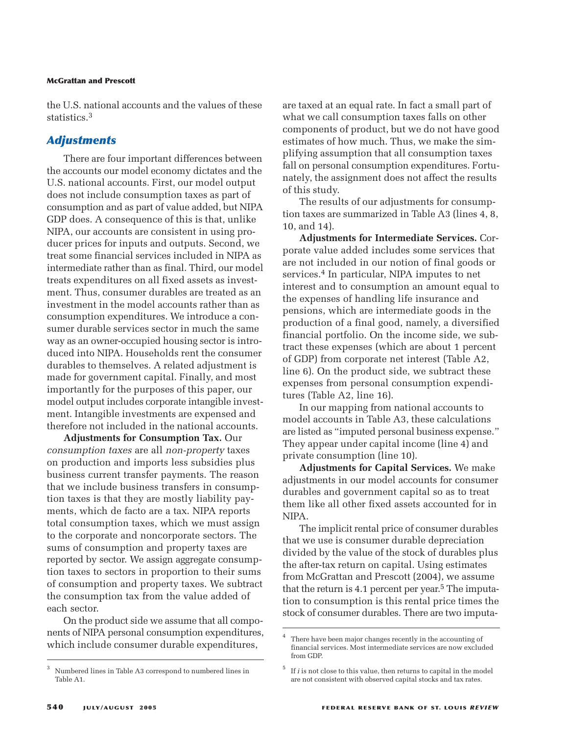the U.S. national accounts and the values of these statistics.[3]

## Adjustments

There are four important differences between the accounts our model economy dictates and the U.S. national accounts. First, our model output does not include consumption taxes as part of consumption and as part of value added, but NIPA GDP does. A consequence of this is that, unlike NIPA, our accounts are consistent in using producer prices for inputs and outputs. Second, we treat some financial services included in NIPA as intermediate rather than as final. Third, our model treats expenditures on all fixed assets as investment. Thus, consumer durables are treated as an investment in the model accounts rather than as consumption expenditures. We introduce a consumer durable services sector in much the same way as an owner-occupied housing sector is introduced into NIPA. Households rent the consumer durables to themselves. A related adjustment is made for government capital. Finally, and most importantly for the purposes of this paper, our model output includes corporate intangible investment. Intangible investments are expensed and therefore not included in the national accounts.

**Adjustments for Consumption Tax.** Our *consumption taxes* are all *non-property* taxes on production and imports less subsidies plus business current transfer payments. The reason that we include business transfers in consumption taxes is that they are mostly liability payments, which de facto are a tax. NIPA reports total consumption taxes, which we must assign to the corporate and noncorporate sectors. The sums of consumption and property taxes are reported by sector. We assign aggregate consumption taxes to sectors in proportion to their sums of consumption and property taxes. We subtract the consumption tax from the value added of each sector.

On the product side we assume that all components of NIPA personal consumption expenditures, which include consumer durable expenditures, are taxed at an equal rate. In fact a small part of what we call consumption taxes falls on other components of product, but we do not have good estimates of how much. Thus, we make the simplifying assumption that all consumption taxes fall on personal consumption expenditures. Fortunately, the assignment does not affect the results of this study.

The results of our adjustments for consumption taxes are summarized in Table A3 (lines 4, 8, 10, and 14).

**Adjustments for Intermediate Services.** Corporate value added includes some services that are not included in our notion of final goods or services.[4] In particular, NIPA imputes to net interest and to consumption an amount equal to the expenses of handling life insurance and pensions, which are intermediate goods in the production of a final good, namely, a diversified financial portfolio. On the income side, we subtract these expenses (which are about 1 percent of GDP) from corporate net interest (Table A2, line 6). On the product side, we subtract these expenses from personal consumption expenditures (Table A2, line 16).

In our mapping from national accounts to model accounts in Table A3, these calculations are listed as "imputed personal business expense." They appear under capital income (line 4) and private consumption (line 10).

**Adjustments for Capital Services.** We make adjustments in our model accounts for consumer durables and government capital so as to treat them like all other fixed assets accounted for in NIPA.

The implicit rental price of consumer durables that we use is consumer durable depreciation divided by the value of the stock of durables plus the after-tax return on capital. Using estimates from McGrattan and Prescott (2004), we assume that the return is 4.1 percent per year.[5] The imputation to consumption is this rental price times the stock of consumer durables. There are two imputa-

---

[3] Numbered lines in Table A3 correspond to numbered lines in Table A1.

[4] There have been major changes recently in the accounting of financial services. Most intermediate services are now excluded from GDP.

[5] If $i$ is not close to this value, then returns to capital in the model are not consistent with observed capital stocks and tax rates.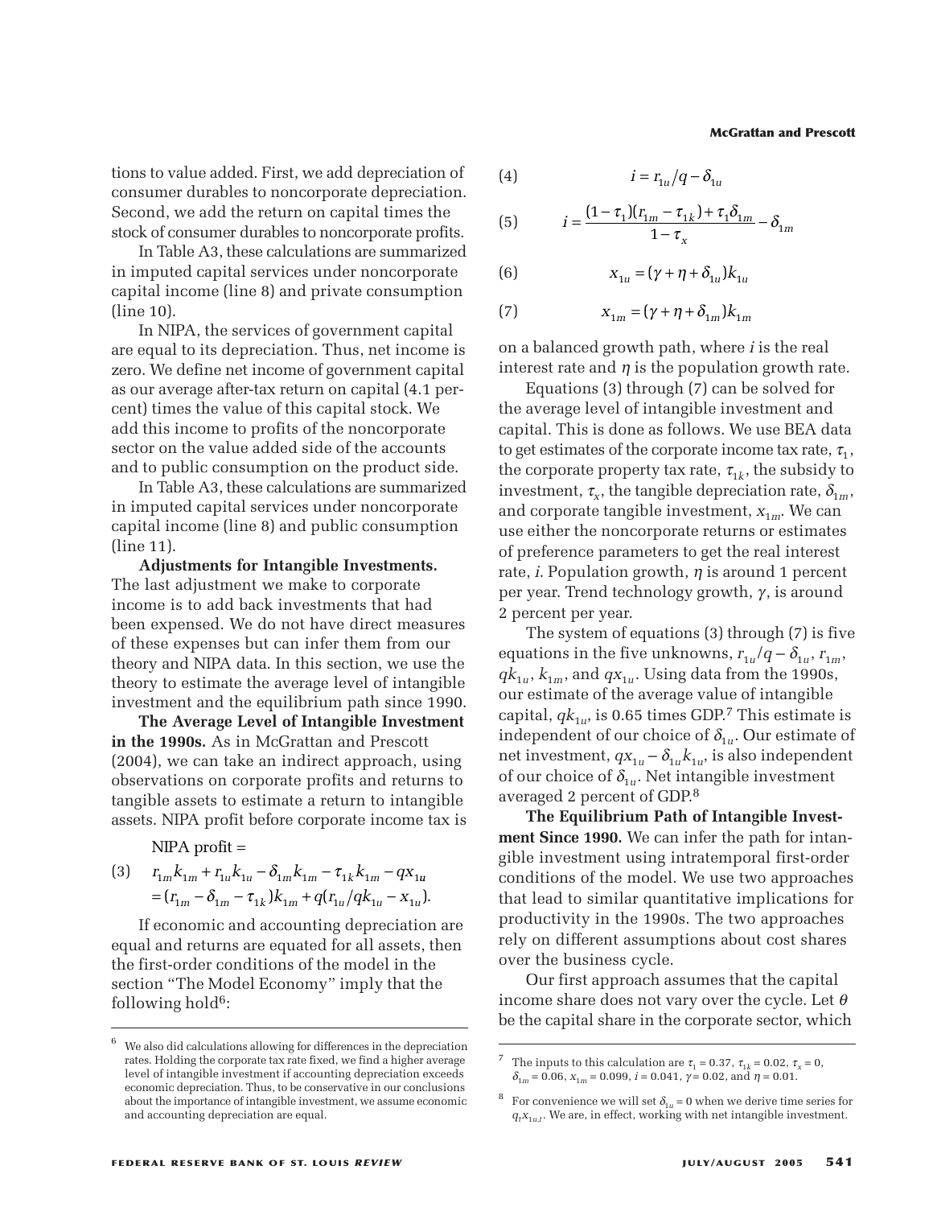tions to value added. First, we add depreciation of consumer durables to noncorporate depreciation. Second, we add the return on capital times the stock of consumer durables to noncorporate profits.

In Table A3, these calculations are summarized in imputed capital services under noncorporate capital income (line 8) and private consumption (line 10).

In NIPA, the services of government capital are equal to its depreciation. Thus, net income is zero. We define net income of government capital as our average after-tax return on capital (4.1 percent) times the value of this capital stock. We add this income to profits of the noncorporate sector on the value added side of the accounts and to public consumption on the product side.

In Table A3, these calculations are summarized in imputed capital services under noncorporate capital income (line 8) and public consumption (line 11).

**Adjustments for Intangible Investments.** The last adjustment we make to corporate income is to add back investments that had been expensed. We do not have direct measures of these expenses but can infer them from our theory and NIPA data. In this section, we use the theory to estimate the average level of intangible investment and the equilibrium path since 1990.

**The Average Level of Intangible Investment in the 1990s.** As in McGrattan and Prescott (2004), we can take an indirect approach, using observations on corporate profits and returns to tangible assets to estimate a return to intangible assets. NIPA profit before corporate income tax is

$$\text{NIPA profit} =$$

$$(3)\quad \begin{aligned} &r_{1m}k_{1m} + r_{1u}k_{1u} - \delta_{1m}k_{1m} - \tau_{1k}k_{1m} - qx_{1u} \\ &= (r_{1m} - \delta_{1m} - \tau_{1k})k_{1m} + q(r_{1u}/qk_{1u} - x_{1u}). \end{aligned}$$

If economic and accounting depreciation are equal and returns are equated for all assets, then the first-order conditions of the model in the section "The Model Economy" imply that the following hold[6]:

$$(4)\qquad i = r_{1u}/q - \delta_{1u}$$

$$(5)\qquad i = \frac{(1-\tau_1)(r_{1m} - \tau_{1k}) + \tau_1\delta_{1m}}{1-\tau_x} - \delta_{1m}$$

$$(6)\qquad x_{1u} = (\gamma + \eta + \delta_{1u})k_{1u}$$

$$(7)\qquad x_{1m} = (\gamma + \eta + \delta_{1m})k_{1m}$$

on a balanced growth path, where $i$ is the real interest rate and $\eta$ is the population growth rate.

Equations (3) through (7) can be solved for the average level of intangible investment and capital. This is done as follows. We use BEA data to get estimates of the corporate income tax rate, $\tau_1$, the corporate property tax rate, $\tau_{1k}$, the subsidy to investment, $\tau_x$, the tangible depreciation rate, $\delta_{1m}$, and corporate tangible investment, $x_{1m}$. We can use either the noncorporate returns or estimates of preference parameters to get the real interest rate, $i$. Population growth, $\eta$ is around 1 percent per year. Trend technology growth, $\gamma$, is around 2 percent per year.

The system of equations (3) through (7) is five equations in the five unknowns, $r_{1u}/q - \delta_{1u}$, $r_{1m}$, $qk_{1u}$, $k_{1m}$, and $qx_{1u}$. Using data from the 1990s, our estimate of the average value of intangible capital, $qk_{1u}$, is 0.65 times GDP.[7] This estimate is independent of our choice of $\delta_{1u}$. Our estimate of net investment, $qx_{1u} - \delta_{1u}k_{1u}$, is also independent of our choice of $\delta_{1u}$. Net intangible investment averaged 2 percent of GDP.[8]

**The Equilibrium Path of Intangible Investment Since 1990.** We can infer the path for intangible investment using intratemporal first-order conditions of the model. We use two approaches that lead to similar quantitative implications for productivity in the 1990s. The two approaches rely on different assumptions about cost shares over the business cycle.

Our first approach assumes that the capital income share does not vary over the cycle. Let $\theta$ be the capital share in the corporate sector, which

---

[6] We also did calculations allowing for differences in the depreciation rates. Holding the corporate tax rate fixed, we find a higher average level of intangible investment if accounting depreciation exceeds economic depreciation. Thus, to be conservative in our conclusions about the importance of intangible investment, we assume economic and accounting depreciation are equal.

[7] The inputs to this calculation are $\tau_1 = 0.37$, $\tau_{1k} = 0.02$, $\tau_x = 0$, $\delta_{1m} = 0.06$, $x_{1m} = 0.099$, $i = 0.041$, $\gamma = 0.02$, and $\eta = 0.01$.

[8] For convenience we will set $\delta_{1u} = 0$ when we derive time series for $q_t x_{1u,t}$. We are, in effect, working with net intangible investment.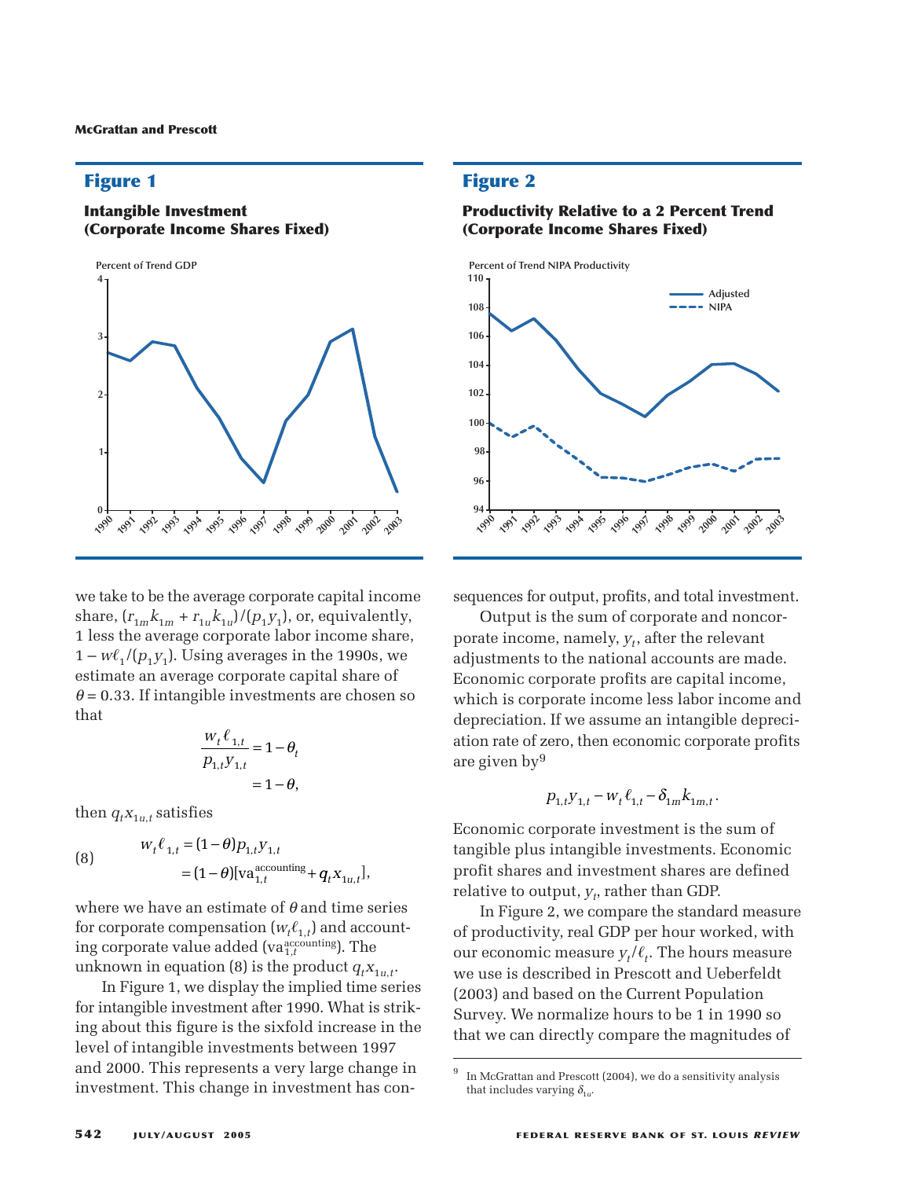## Figure 1

**Intangible Investment (Corporate Income Shares Fixed)**

## Figure 2

**Productivity Relative to a 2 Percent Trend (Corporate Income Shares Fixed)**

we take to be the average corporate capital income share, $(r_{1m}k_{1m} + r_{1u}k_{1u})/(p_1 y_1)$, or, equivalently, 1 less the average corporate labor income share, $1 - w\ell_1/(p_1 y_1)$. Using averages in the 1990s, we estimate an average corporate capital share of $\theta = 0.33$. If intangible investments are chosen so that

$$\frac{w_t \ell_{1,t}}{p_{1,t} y_{1,t}} = 1 - \theta_t$$
$$= 1 - \theta,$$

then $q_t x_{1u,t}$ satisfies

$$(8) \qquad \begin{aligned} w_t \ell_{1,t} &= (1-\theta) p_{1,t} y_{1,t} \\ &= (1-\theta)[\text{va}_{1,t}^{\text{accounting}} + q_t x_{1u,t}], \end{aligned}$$

where we have an estimate of $\theta$ and time series for corporate compensation ($w_t \ell_{1,t}$) and accounting corporate value added ($\text{va}_{1,t}^{\text{accounting}}$). The unknown in equation (8) is the product $q_t x_{1u,t}$.

In Figure 1, we display the implied time series for intangible investment after 1990. What is striking about this figure is the sixfold increase in the level of intangible investments between 1997 and 2000. This represents a very large change in investment. This change in investment has consequences for output, profits, and total investment.

Output is the sum of corporate and noncorporate income, namely, $y_t$, after the relevant adjustments to the national accounts are made. Economic corporate profits are capital income, which is corporate income less labor income and depreciation. If we assume an intangible depreciation rate of zero, then economic corporate profits are given by[9]

$$p_{1,t} y_{1,t} - w_t \ell_{1,t} - \delta_{1m} k_{1m,t}.$$

Economic corporate investment is the sum of tangible plus intangible investments. Economic profit shares and investment shares are defined relative to output, $y_t$, rather than GDP.

In Figure 2, we compare the standard measure of productivity, real GDP per hour worked, with our economic measure $y_t/\ell_t$. The hours measure we use is described in Prescott and Ueberfeldt (2003) and based on the Current Population Survey. We normalize hours to be 1 in 1990 so that we can directly compare the magnitudes of

[9] In McGrattan and Prescott (2004), we do a sensitivity analysis that includes varying $\delta_{1u}$.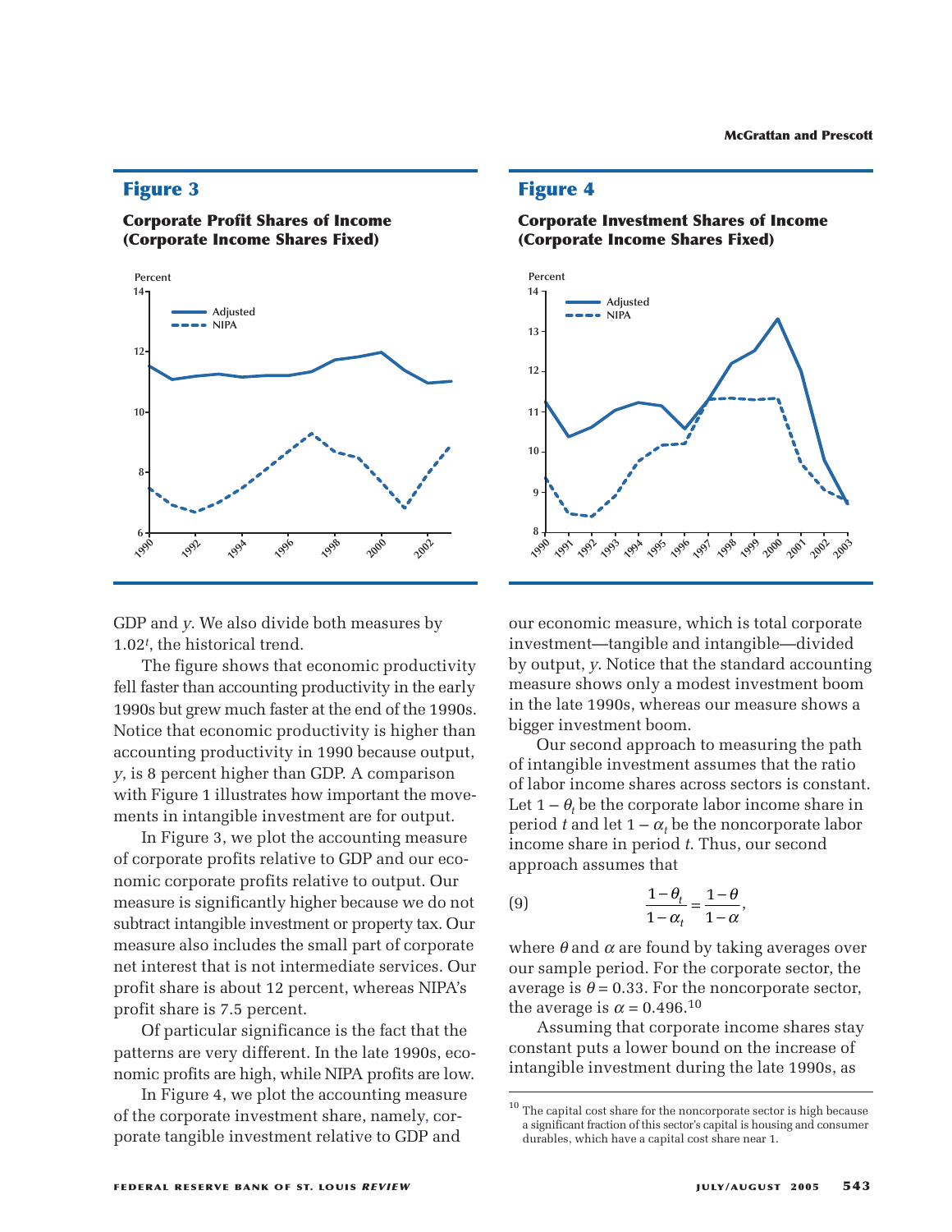## Figure 3

**Corporate Profit Shares of Income (Corporate Income Shares Fixed)**

## Figure 4

**Corporate Investment Shares of Income (Corporate Income Shares Fixed)**

GDP and $y$. We also divide both measures by $1.02^t$, the historical trend.

The figure shows that economic productivity fell faster than accounting productivity in the early 1990s but grew much faster at the end of the 1990s. Notice that economic productivity is higher than accounting productivity in 1990 because output, $y$, is 8 percent higher than GDP. A comparison with Figure 1 illustrates how important the movements in intangible investment are for output.

In Figure 3, we plot the accounting measure of corporate profits relative to GDP and our economic corporate profits relative to output. Our measure is significantly higher because we do not subtract intangible investment or property tax. Our measure also includes the small part of corporate net interest that is not intermediate services. Our profit share is about 12 percent, whereas NIPA's profit share is 7.5 percent.

Of particular significance is the fact that the patterns are very different. In the late 1990s, economic profits are high, while NIPA profits are low.

In Figure 4, we plot the accounting measure of the corporate investment share, namely, corporate tangible investment relative to GDP and our economic measure, which is total corporate investment—tangible and intangible—divided by output, $y$. Notice that the standard accounting measure shows only a modest investment boom in the late 1990s, whereas our measure shows a bigger investment boom.

Our second approach to measuring the path of intangible investment assumes that the ratio of labor income shares across sectors is constant. Let $1 - \theta_t$ be the corporate labor income share in period $t$ and let $1 - \alpha_t$ be the noncorporate labor income share in period $t$. Thus, our second approach assumes that

$$\frac{1-\theta_t}{1-\alpha_t} = \frac{1-\theta}{1-\alpha}, \tag{9}$$

where $\theta$ and $\alpha$ are found by taking averages over our sample period. For the corporate sector, the average is $\theta = 0.33$. For the noncorporate sector, the average is $\alpha = 0.496$.[10]

Assuming that corporate income shares stay constant puts a lower bound on the increase of intangible investment during the late 1990s, as

[10] The capital cost share for the noncorporate sector is high because a significant fraction of this sector's capital is housing and consumer durables, which have a capital cost share near 1.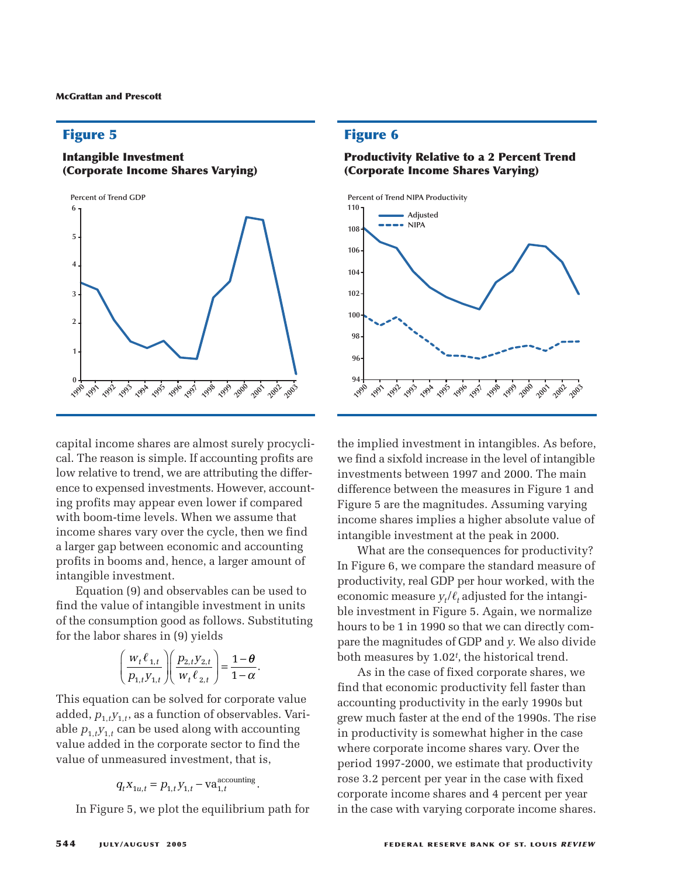## Figure 5

**Intangible Investment (Corporate Income Shares Varying)**

## Figure 6

**Productivity Relative to a 2 Percent Trend (Corporate Income Shares Varying)**

capital income shares are almost surely procyclical. The reason is simple. If accounting profits are low relative to trend, we are attributing the difference to expensed investments. However, accounting profits may appear even lower if compared with boom-time levels. When we assume that income shares vary over the cycle, then we find a larger gap between economic and accounting profits in booms and, hence, a larger amount of intangible investment.

Equation (9) and observables can be used to find the value of intangible investment in units of the consumption good as follows. Substituting for the labor shares in (9) yields

$$\left(\frac{w_t \ell_{1,t}}{p_{1,t} y_{1,t}}\right)\left(\frac{p_{2,t} y_{2,t}}{w_t \ell_{2,t}}\right) = \frac{1-\theta}{1-\alpha}.$$

This equation can be solved for corporate value added, $p_{1,t}y_{1,t}$, as a function of observables. Variable $p_{1,t}y_{1,t}$ can be used along with accounting value added in the corporate sector to find the value of unmeasured investment, that is,

$$q_t x_{1u,t} = p_{1,t} y_{1,t} - \text{va}_{1,t}^{\text{accounting}}.$$

In Figure 5, we plot the equilibrium path for the implied investment in intangibles. As before, we find a sixfold increase in the level of intangible investments between 1997 and 2000. The main difference between the measures in Figure 1 and Figure 5 are the magnitudes. Assuming varying income shares implies a higher absolute value of intangible investment at the peak in 2000.

What are the consequences for productivity? In Figure 6, we compare the standard measure of productivity, real GDP per hour worked, with the economic measure $y_t/\ell_t$ adjusted for the intangible investment in Figure 5. Again, we normalize hours to be 1 in 1990 so that we can directly compare the magnitudes of GDP and $y$. We also divide both measures by $1.02^t$, the historical trend.

As in the case of fixed corporate shares, we find that economic productivity fell faster than accounting productivity in the early 1990s but grew much faster at the end of the 1990s. The rise in productivity is somewhat higher in the case where corporate income shares vary. Over the period 1997-2000, we estimate that productivity rose 3.2 percent per year in the case with fixed corporate income shares and 4 percent per year in the case with varying corporate income shares.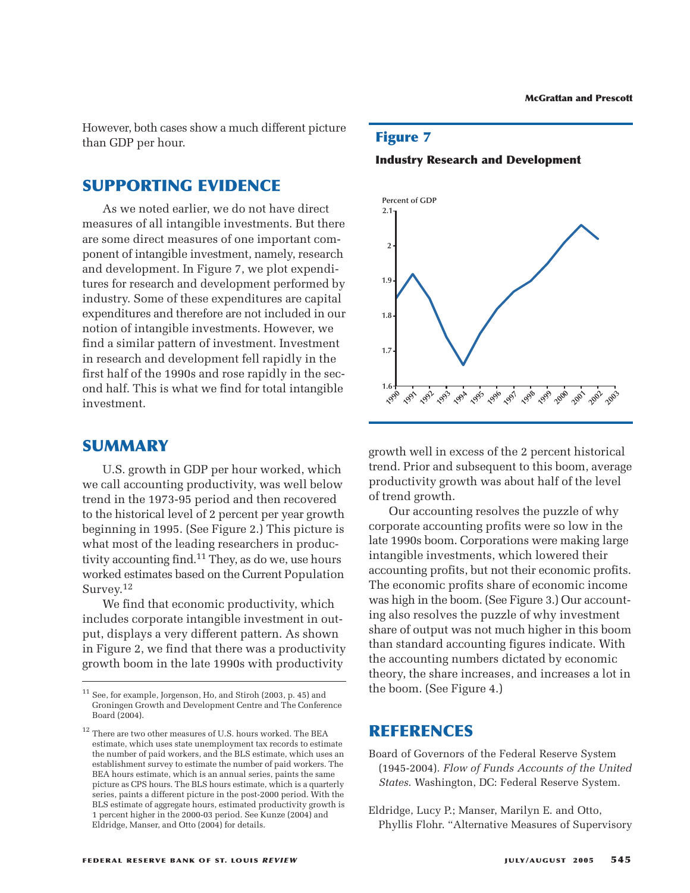However, both cases show a much different picture than GDP per hour.

## SUPPORTING EVIDENCE

As we noted earlier, we do not have direct measures of all intangible investments. But there are some direct measures of one important component of intangible investment, namely, research and development. In Figure 7, we plot expenditures for research and development performed by industry. Some of these expenditures are capital expenditures and therefore are not included in our notion of intangible investments. However, we find a similar pattern of investment. Investment in research and development fell rapidly in the first half of the 1990s and rose rapidly in the second half. This is what we find for total intangible investment.

**Figure 7**

**Industry Research and Development**

## SUMMARY

U.S. growth in GDP per hour worked, which we call accounting productivity, was well below trend in the 1973-95 period and then recovered to the historical level of 2 percent per year growth beginning in 1995. (See Figure 2.) This picture is what most of the leading researchers in productivity accounting find.[11] They, as do we, use hours worked estimates based on the Current Population Survey.[12]

We find that economic productivity, which includes corporate intangible investment in output, displays a very different pattern. As shown in Figure 2, we find that there was a productivity growth boom in the late 1990s with productivity growth well in excess of the 2 percent historical trend. Prior and subsequent to this boom, average productivity growth was about half of the level of trend growth.

Our accounting resolves the puzzle of why corporate accounting profits were so low in the late 1990s boom. Corporations were making large intangible investments, which lowered their accounting profits, but not their economic profits. The economic profits share of economic income was high in the boom. (See Figure 3.) Our accounting also resolves the puzzle of why investment share of output was not much higher in this boom than standard accounting figures indicate. With the accounting numbers dictated by economic theory, the share increases, and increases a lot in the boom. (See Figure 4.)

[11] See, for example, Jorgenson, Ho, and Stiroh (2003, p. 45) and Groningen Growth and Development Centre and The Conference Board (2004).

[12] There are two other measures of U.S. hours worked. The BEA estimate, which uses state unemployment tax records to estimate the number of paid workers, and the BLS estimate, which uses an establishment survey to estimate the number of paid workers. The BEA hours estimate, which is an annual series, paints the same picture as CPS hours. The BLS hours estimate, which is a quarterly series, paints a different picture in the post-2000 period. With the BLS estimate of aggregate hours, estimated productivity growth is 1 percent higher in the 2000-03 period. See Kunze (2004) and Eldridge, Manser, and Otto (2004) for details.

## REFERENCES

Board of Governors of the Federal Reserve System (1945-2004). *Flow of Funds Accounts of the United States*. Washington, DC: Federal Reserve System.

Eldridge, Lucy P.; Manser, Marilyn E. and Otto, Phyllis Flohr. "Alternative Measures of Supervisory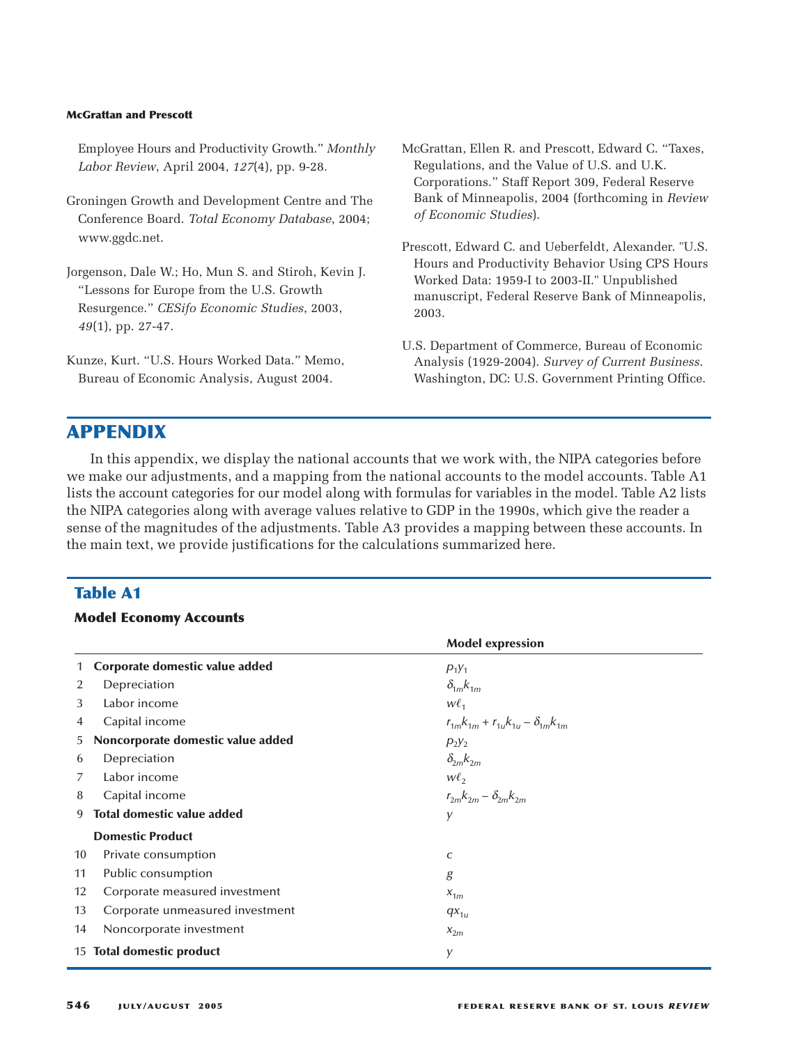Employee Hours and Productivity Growth." *Monthly Labor Review*, April 2004, *127*(4), pp. 9-28.

Groningen Growth and Development Centre and The Conference Board. *Total Economy Database*, 2004; www.ggdc.net.

Jorgenson, Dale W.; Ho, Mun S. and Stiroh, Kevin J. "Lessons for Europe from the U.S. Growth Resurgence." *CESifo Economic Studies*, 2003, *49*(1), pp. 27-47.

Kunze, Kurt. "U.S. Hours Worked Data." Memo, Bureau of Economic Analysis, August 2004.

McGrattan, Ellen R. and Prescott, Edward C. "Taxes, Regulations, and the Value of U.S. and U.K. Corporations." Staff Report 309, Federal Reserve Bank of Minneapolis, 2004 (forthcoming in *Review of Economic Studies*).

Prescott, Edward C. and Ueberfeldt, Alexander. "U.S. Hours and Productivity Behavior Using CPS Hours Worked Data: 1959-I to 2003-II." Unpublished manuscript, Federal Reserve Bank of Minneapolis, 2003.

U.S. Department of Commerce, Bureau of Economic Analysis (1929-2004). *Survey of Current Business*. Washington, DC: U.S. Government Printing Office.

## APPENDIX

In this appendix, we display the national accounts that we work with, the NIPA categories before we make our adjustments, and a mapping from the national accounts to the model accounts. Table A1 lists the account categories for our model along with formulas for variables in the model. Table A2 lists the NIPA categories along with average values relative to GDP in the 1990s, which give the reader a sense of the magnitudes of the adjustments. Table A3 provides a mapping between these accounts. In the main text, we provide justifications for the calculations summarized here.

### Table A1

**Model Economy Accounts**

| | | Model expression |
|---|---|---|
| 1 | **Corporate domestic value added** | $p_1 y_1$ |
| 2 | Depreciation | $\delta_{1m} k_{1m}$ |
| 3 | Labor income | $w\ell_1$ |
| 4 | Capital income | $r_{1m} k_{1m} + r_{1u} k_{1u} - \delta_{1m} k_{1m}$ |
| 5 | **Noncorporate domestic value added** | $p_2 y_2$ |
| 6 | Depreciation | $\delta_{2m} k_{2m}$ |
| 7 | Labor income | $w\ell_2$ |
| 8 | Capital income | $r_{2m} k_{2m} - \delta_{2m} k_{2m}$ |
| 9 | **Total domestic value added** | $y$ |
| | **Domestic Product** | |
| 10 | Private consumption | $c$ |
| 11 | Public consumption | $g$ |
| 12 | Corporate measured investment | $x_{1m}$ |
| 13 | Corporate unmeasured investment | $qx_{1u}$ |
| 14 | Noncorporate investment | $x_{2m}$ |
| 15 | **Total domestic product** | $y$ |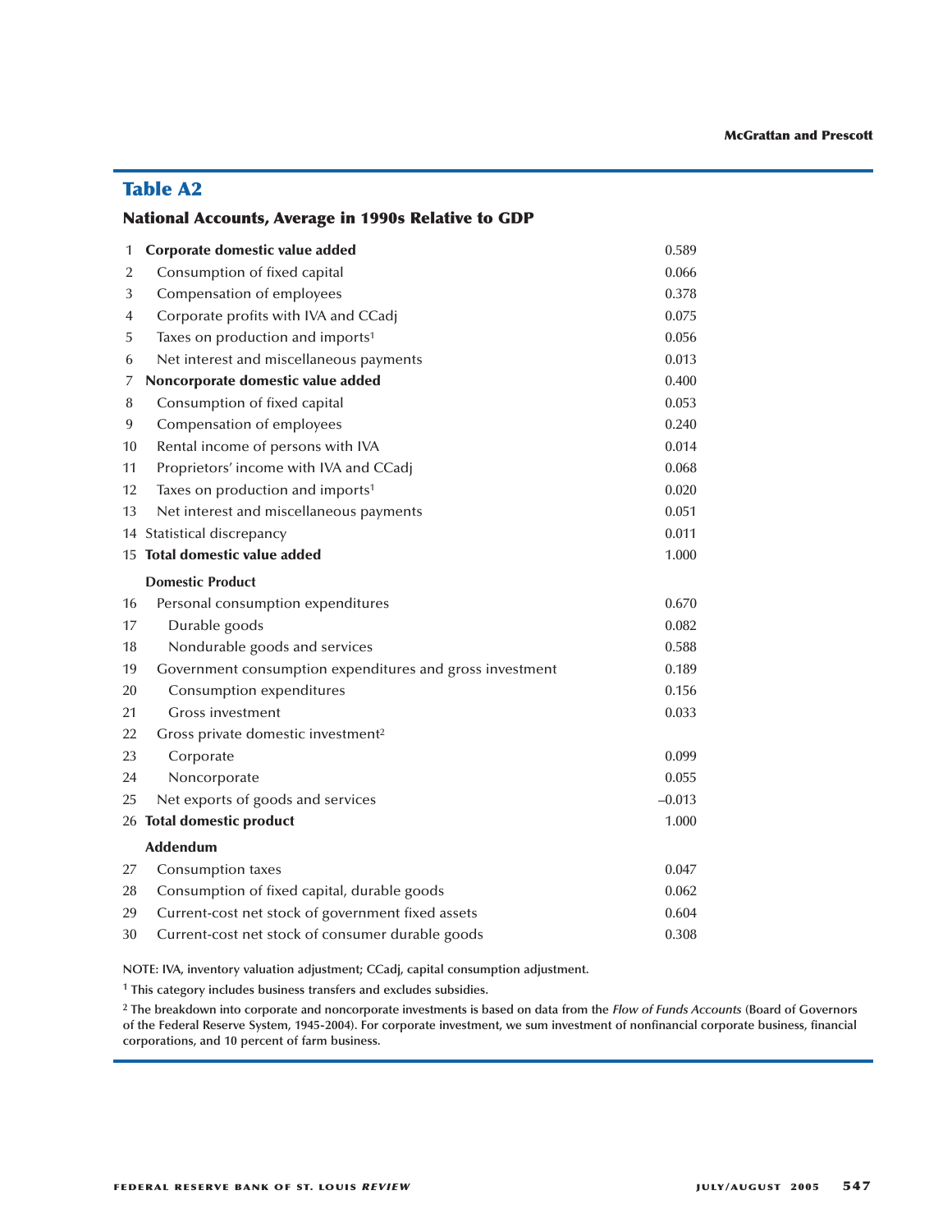## Table A2

### National Accounts, Average in 1990s Relative to GDP

| | | |
|---|---|---|
| 1 | **Corporate domestic value added** | 0.589 |
| 2 | Consumption of fixed capital | 0.066 |
| 3 | Compensation of employees | 0.378 |
| 4 | Corporate profits with IVA and CCadj | 0.075 |
| 5 | Taxes on production and imports[1] | 0.056 |
| 6 | Net interest and miscellaneous payments | 0.013 |
| 7 | **Noncorporate domestic value added** | 0.400 |
| 8 | Consumption of fixed capital | 0.053 |
| 9 | Compensation of employees | 0.240 |
| 10 | Rental income of persons with IVA | 0.014 |
| 11 | Proprietors' income with IVA and CCadj | 0.068 |
| 12 | Taxes on production and imports[1] | 0.020 |
| 13 | Net interest and miscellaneous payments | 0.051 |
| 14 | Statistical discrepancy | 0.011 |
| 15 | **Total domestic value added** | 1.000 |
| | **Domestic Product** | |
| 16 | Personal consumption expenditures | 0.670 |
| 17 | Durable goods | 0.082 |
| 18 | Nondurable goods and services | 0.588 |
| 19 | Government consumption expenditures and gross investment | 0.189 |
| 20 | Consumption expenditures | 0.156 |
| 21 | Gross investment | 0.033 |
| 22 | Gross private domestic investment[2] | |
| 23 | Corporate | 0.099 |
| 24 | Noncorporate | 0.055 |
| 25 | Net exports of goods and services | –0.013 |
| 26 | **Total domestic product** | 1.000 |
| | **Addendum** | |
| 27 | Consumption taxes | 0.047 |
| 28 | Consumption of fixed capital, durable goods | 0.062 |
| 29 | Current-cost net stock of government fixed assets | 0.604 |
| 30 | Current-cost net stock of consumer durable goods | 0.308 |

NOTE: IVA, inventory valuation adjustment; CCadj, capital consumption adjustment.

[1] This category includes business transfers and excludes subsidies.

[2] The breakdown into corporate and noncorporate investments is based on data from the *Flow of Funds Accounts* (Board of Governors of the Federal Reserve System, 1945-2004). For corporate investment, we sum investment of nonfinancial corporate business, financial corporations, and 10 percent of farm business.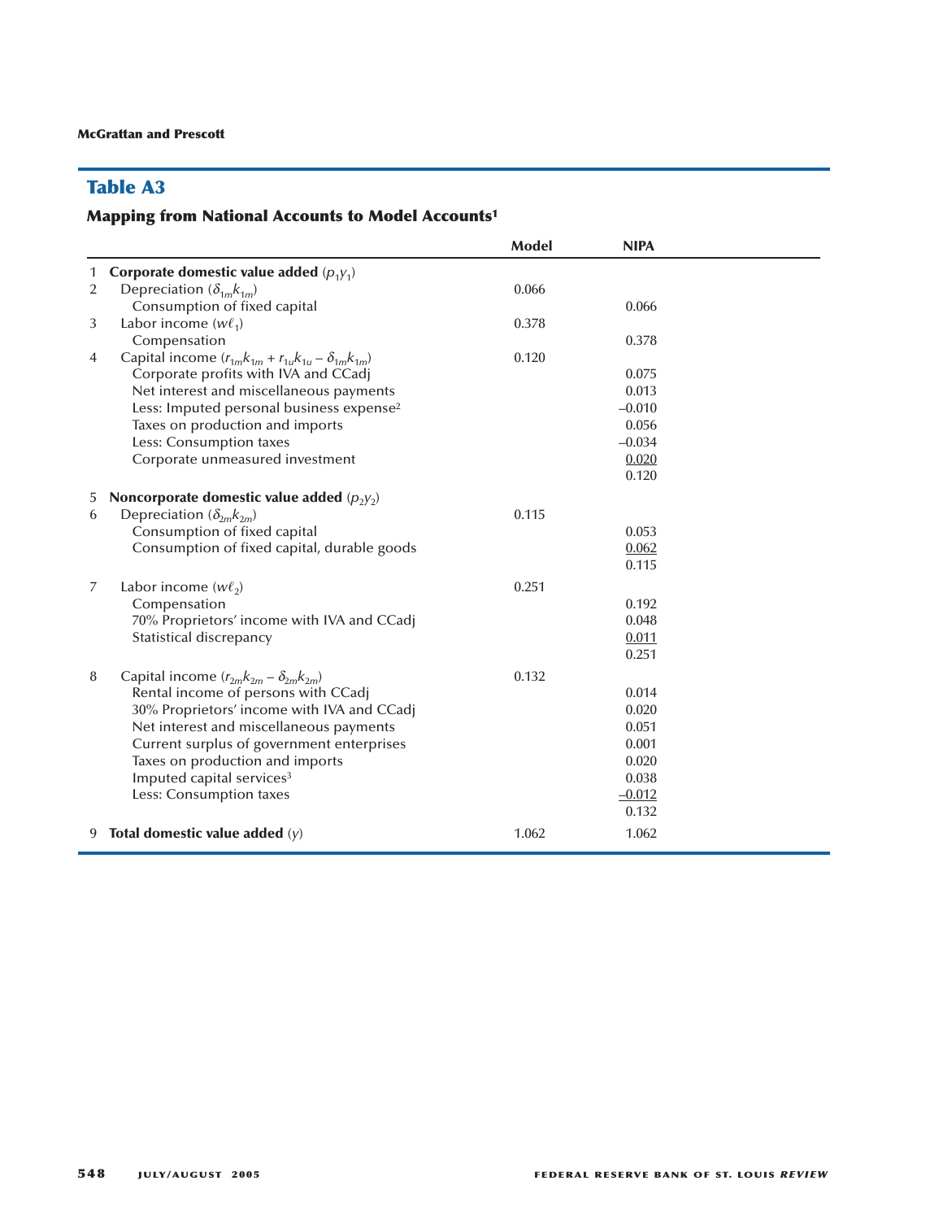## Table A3

### Mapping from National Accounts to Model Accounts[1]

| | | Model | NIPA |
|---|---|---|---|
| 1 | **Corporate domestic value added** ($p_1 y_1$) | | |
| 2 | Depreciation ($\delta_{1m} k_{1m}$) | 0.066 | |
| | Consumption of fixed capital | | 0.066 |
| 3 | Labor income ($w\ell_1$) | 0.378 | |
| | Compensation | | 0.378 |
| 4 | Capital income ($r_{1m} k_{1m} + r_{1u} k_{1u} - \delta_{1m} k_{1m}$) | 0.120 | |
| | Corporate profits with IVA and CCadj | | 0.075 |
| | Net interest and miscellaneous payments | | 0.013 |
| | Less: Imputed personal business expense[2] | | –0.010 |
| | Taxes on production and imports | | 0.056 |
| | Less: Consumption taxes | | –0.034 |
| | Corporate unmeasured investment | | 0.020 |
| | | | 0.120 |
| 5 | **Noncorporate domestic value added** ($p_2 y_2$) | | |
| 6 | Depreciation ($\delta_{2m} k_{2m}$) | 0.115 | |
| | Consumption of fixed capital | | 0.053 |
| | Consumption of fixed capital, durable goods | | 0.062 |
| | | | 0.115 |
| 7 | Labor income ($w\ell_2$) | 0.251 | |
| | Compensation | | 0.192 |
| | 70% Proprietors' income with IVA and CCadj | | 0.048 |
| | Statistical discrepancy | | 0.011 |
| | | | 0.251 |
| 8 | Capital income ($r_{2m} k_{2m} - \delta_{2m} k_{2m}$) | 0.132 | |
| | Rental income of persons with CCadj | | 0.014 |
| | 30% Proprietors' income with IVA and CCadj | | 0.020 |
| | Net interest and miscellaneous payments | | 0.051 |
| | Current surplus of government enterprises | | 0.001 |
| | Taxes on production and imports | | 0.020 |
| | Imputed capital services[3] | | 0.038 |
| | Less: Consumption taxes | | –0.012 |
| | | | 0.132 |
| 9 | **Total domestic value added** ($y$) | 1.062 | 1.062 |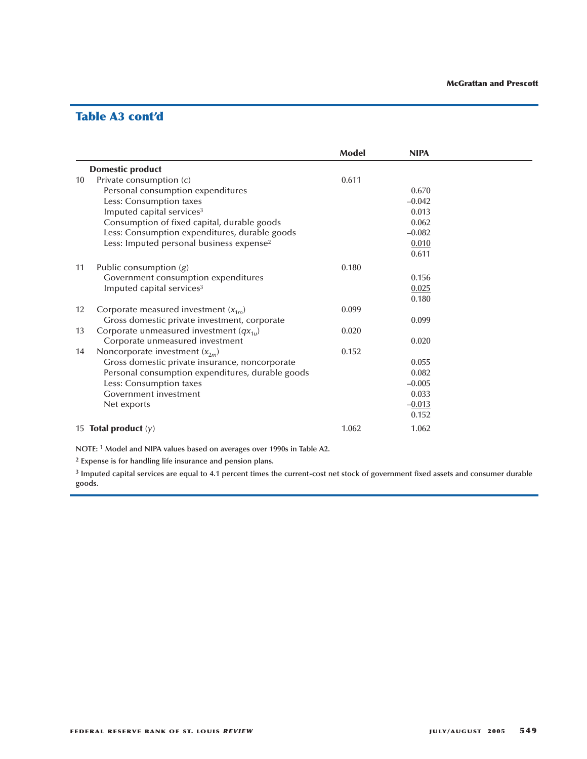## Table A3 cont'd

| | | Model | NIPA |
|---|---|---|---|
| | **Domestic product** | | |
| 10 | Private consumption ($c$) | 0.611 | |
| | Personal consumption expenditures | | 0.670 |
| | Less: Consumption taxes | | –0.042 |
| | Imputed capital services[3] | | 0.013 |
| | Consumption of fixed capital, durable goods | | 0.062 |
| | Less: Consumption expenditures, durable goods | | –0.082 |
| | Less: Imputed personal business expense[2] | | 0.010 |
| | | | 0.611 |
| 11 | Public consumption ($g$) | 0.180 | |
| | Government consumption expenditures | | 0.156 |
| | Imputed capital services[3] | | 0.025 |
| | | | 0.180 |
| 12 | Corporate measured investment ($x_{1m}$) | 0.099 | |
| | Gross domestic private investment, corporate | | 0.099 |
| 13 | Corporate unmeasured investment ($qx_{1u}$) | 0.020 | |
| | Corporate unmeasured investment | | 0.020 |
| 14 | Noncorporate investment ($x_{2m}$) | 0.152 | |
| | Gross domestic private insurance, noncorporate | | 0.055 |
| | Personal consumption expenditures, durable goods | | 0.082 |
| | Less: Consumption taxes | | –0.005 |
| | Government investment | | 0.033 |
| | Net exports | | –0.013 |
| | | | 0.152 |
| 15 | **Total product** ($y$) | 1.062 | 1.062 |

NOTE: [1] Model and NIPA values based on averages over 1990s in Table A2.

[2] Expense is for handling life insurance and pension plans.

[3] Imputed capital services are equal to 4.1 percent times the current-cost net stock of government fixed assets and consumer durable goods.